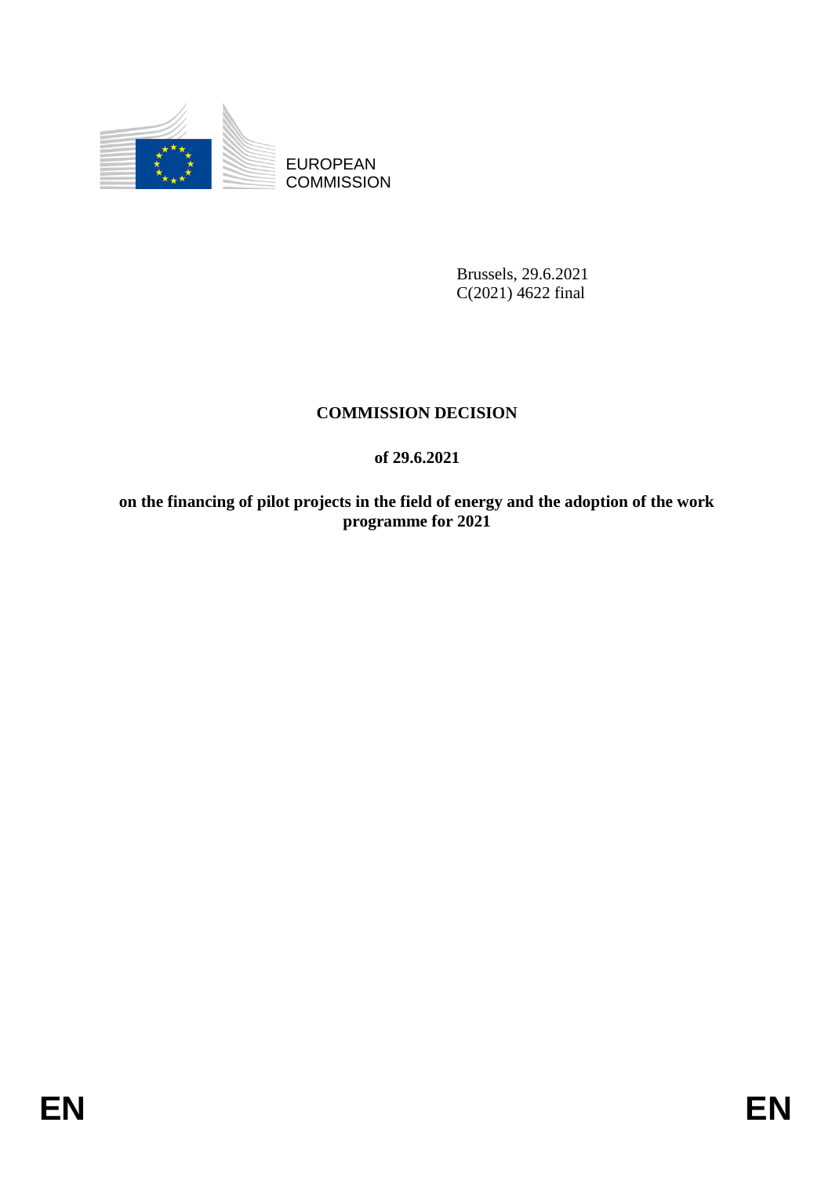EUROPEAN COMMISSION

Brussels, 29.6.2021
C(2021) 4622 final

# COMMISSION DECISION

**of 29.6.2021**

**on the financing of pilot projects in the field of energy and the adoption of the work programme for 2021**

EN EN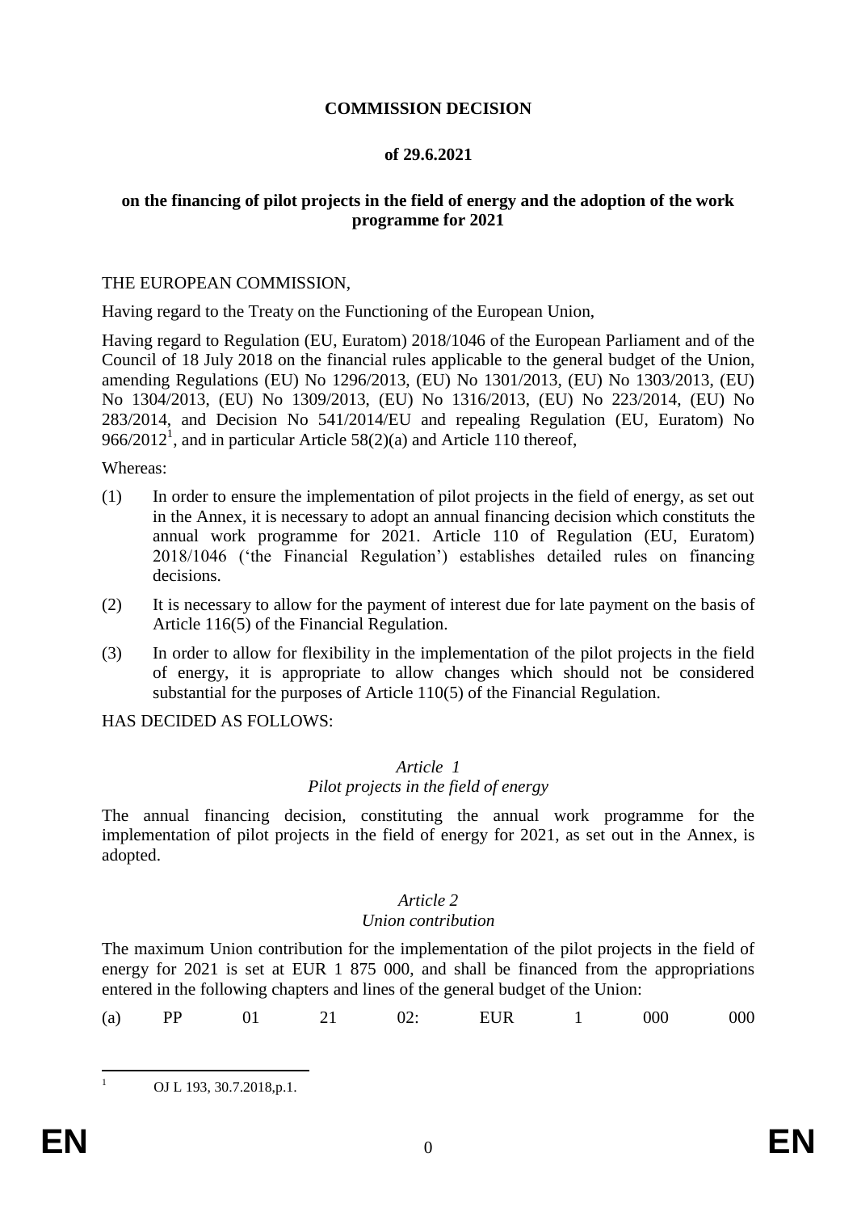**COMMISSION DECISION**

**of 29.6.2021**

**on the financing of pilot projects in the field of energy and the adoption of the work programme for 2021**

THE EUROPEAN COMMISSION,

Having regard to the Treaty on the Functioning of the European Union,

Having regard to Regulation (EU, Euratom) 2018/1046 of the European Parliament and of the Council of 18 July 2018 on the financial rules applicable to the general budget of the Union, amending Regulations (EU) No 1296/2013, (EU) No 1301/2013, (EU) No 1303/2013, (EU) No 1304/2013, (EU) No 1309/2013, (EU) No 1316/2013, (EU) No 223/2014, (EU) No 283/2014, and Decision No 541/2014/EU and repealing Regulation (EU, Euratom) No 966/2012[1], and in particular Article 58(2)(a) and Article 110 thereof,

Whereas:

(1) In order to ensure the implementation of pilot projects in the field of energy, as set out in the Annex, it is necessary to adopt an annual financing decision which constituts the annual work programme for 2021. Article 110 of Regulation (EU, Euratom) 2018/1046 ('the Financial Regulation') establishes detailed rules on financing decisions.

(2) It is necessary to allow for the payment of interest due for late payment on the basis of Article 116(5) of the Financial Regulation.

(3) In order to allow for flexibility in the implementation of the pilot projects in the field of energy, it is appropriate to allow changes which should not be considered substantial for the purposes of Article 110(5) of the Financial Regulation.

HAS DECIDED AS FOLLOWS:

*Article 1*
*Pilot projects in the field of energy*

The annual financing decision, constituting the annual work programme for the implementation of pilot projects in the field of energy for 2021, as set out in the Annex, is adopted.

*Article 2*
*Union contribution*

The maximum Union contribution for the implementation of the pilot projects in the field of energy for 2021 is set at EUR 1 875 000, and shall be financed from the appropriations entered in the following chapters and lines of the general budget of the Union:

(a) PP 01 21 02: EUR 1 000 000

[1] OJ L 193, 30.7.2018,p.1.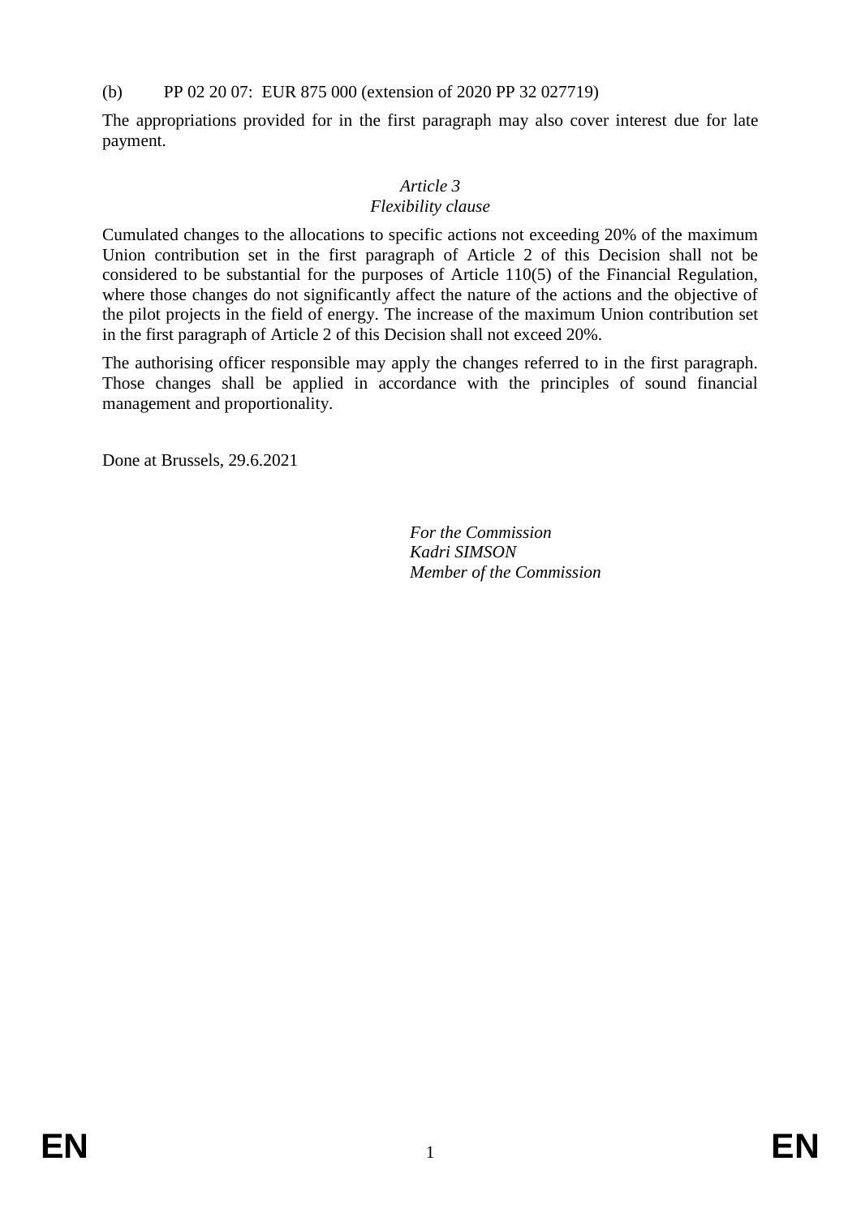(b) PP 02 20 07: EUR 875 000 (extension of 2020 PP 32 027719)

The appropriations provided for in the first paragraph may also cover interest due for late payment.

*Article 3*
*Flexibility clause*

Cumulated changes to the allocations to specific actions not exceeding 20% of the maximum Union contribution set in the first paragraph of Article 2 of this Decision shall not be considered to be substantial for the purposes of Article 110(5) of the Financial Regulation, where those changes do not significantly affect the nature of the actions and the objective of the pilot projects in the field of energy. The increase of the maximum Union contribution set in the first paragraph of Article 2 of this Decision shall not exceed 20%.

The authorising officer responsible may apply the changes referred to in the first paragraph. Those changes shall be applied in accordance with the principles of sound financial management and proportionality.

Done at Brussels, 29.6.2021

*For the Commission*
*Kadri SIMSON*
*Member of the Commission*